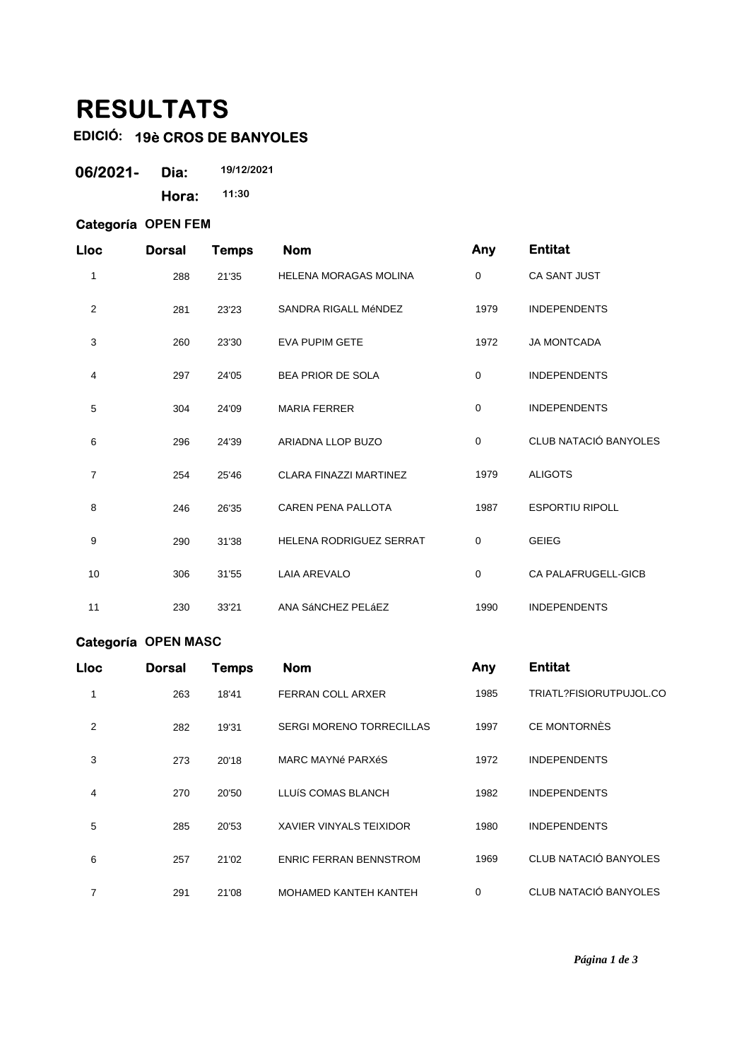# RESULTATS

**EDICIÓ: 19è CROS DE BANYOLES**

**06/2021-** **Dia:** **19/12/2021**

**Hora:** **11:30**

**Categoría OPEN FEM**

| Lloc | Dorsal | Temps | Nom | Any | Entitat |
|---|---|---|---|---|---|
| 1 | 288 | 21'35 | HELENA MORAGAS MOLINA | 0 | CA SANT JUST |
| 2 | 281 | 23'23 | SANDRA RIGALL MéNDEZ | 1979 | INDEPENDENTS |
| 3 | 260 | 23'30 | EVA PUPIM GETE | 1972 | JA MONTCADA |
| 4 | 297 | 24'05 | BEA PRIOR DE SOLA | 0 | INDEPENDENTS |
| 5 | 304 | 24'09 | MARIA FERRER | 0 | INDEPENDENTS |
| 6 | 296 | 24'39 | ARIADNA LLOP BUZO | 0 | CLUB NATACIÓ BANYOLES |
| 7 | 254 | 25'46 | CLARA FINAZZI MARTINEZ | 1979 | ALIGOTS |
| 8 | 246 | 26'35 | CAREN PENA PALLOTA | 1987 | ESPORTIU RIPOLL |
| 9 | 290 | 31'38 | HELENA RODRIGUEZ SERRAT | 0 | GEIEG |
| 10 | 306 | 31'55 | LAIA AREVALO | 0 | CA PALAFRUGELL-GICB |
| 11 | 230 | 33'21 | ANA SáNCHEZ PELáEZ | 1990 | INDEPENDENTS |

**Categoría OPEN MASC**

| Lloc | Dorsal | Temps | Nom | Any | Entitat |
|---|---|---|---|---|---|
| 1 | 263 | 18'41 | FERRAN COLL ARXER | 1985 | TRIATL?FISIORUTPUJOL.CO |
| 2 | 282 | 19'31 | SERGI MORENO TORRECILLAS | 1997 | CE MONTORNÈS |
| 3 | 273 | 20'18 | MARC MAYNé PARXéS | 1972 | INDEPENDENTS |
| 4 | 270 | 20'50 | LLUíS COMAS BLANCH | 1982 | INDEPENDENTS |
| 5 | 285 | 20'53 | XAVIER VINYALS TEIXIDOR | 1980 | INDEPENDENTS |
| 6 | 257 | 21'02 | ENRIC FERRAN BENNSTROM | 1969 | CLUB NATACIÓ BANYOLES |
| 7 | 291 | 21'08 | MOHAMED KANTEH KANTEH | 0 | CLUB NATACIÓ BANYOLES |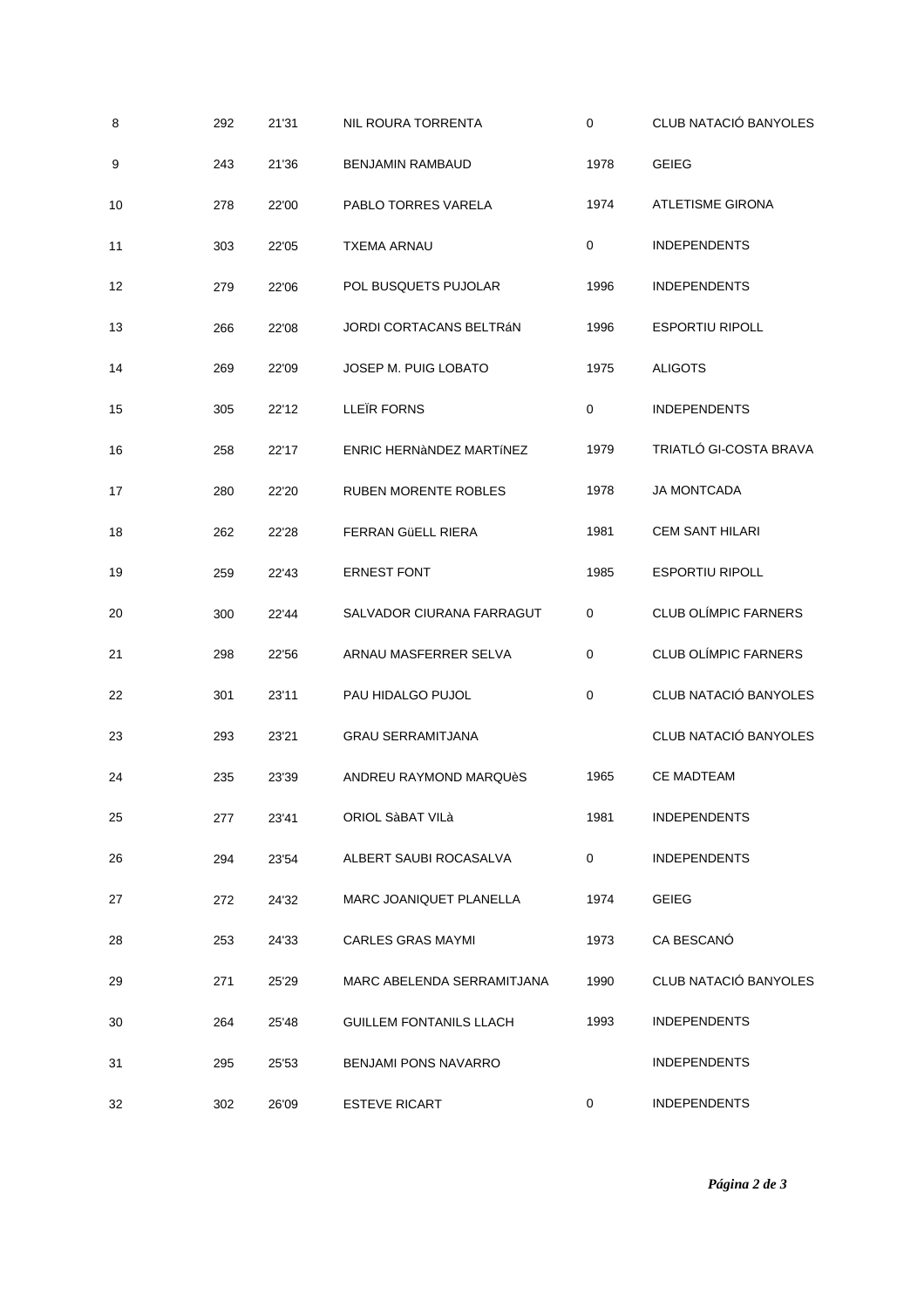| | | | | | |
|---|---|---|---|---|---|
| 8 | 292 | 21'31 | NIL ROURA TORRENTA | 0 | CLUB NATACIÓ BANYOLES |
| 9 | 243 | 21'36 | BENJAMIN RAMBAUD | 1978 | GEIEG |
| 10 | 278 | 22'00 | PABLO TORRES VARELA | 1974 | ATLETISME GIRONA |
| 11 | 303 | 22'05 | TXEMA ARNAU | 0 | INDEPENDENTS |
| 12 | 279 | 22'06 | POL BUSQUETS PUJOLAR | 1996 | INDEPENDENTS |
| 13 | 266 | 22'08 | JORDI CORTACANS BELTRáN | 1996 | ESPORTIU RIPOLL |
| 14 | 269 | 22'09 | JOSEP M. PUIG LOBATO | 1975 | ALIGOTS |
| 15 | 305 | 22'12 | LLEÏR FORNS | 0 | INDEPENDENTS |
| 16 | 258 | 22'17 | ENRIC HERNàNDEZ MARTíNEZ | 1979 | TRIATLÓ GI-COSTA BRAVA |
| 17 | 280 | 22'20 | RUBEN MORENTE ROBLES | 1978 | JA MONTCADA |
| 18 | 262 | 22'28 | FERRAN GüELL RIERA | 1981 | CEM SANT HILARI |
| 19 | 259 | 22'43 | ERNEST FONT | 1985 | ESPORTIU RIPOLL |
| 20 | 300 | 22'44 | SALVADOR CIURANA FARRAGUT | 0 | CLUB OLÍMPIC FARNERS |
| 21 | 298 | 22'56 | ARNAU MASFERRER SELVA | 0 | CLUB OLÍMPIC FARNERS |
| 22 | 301 | 23'11 | PAU HIDALGO PUJOL | 0 | CLUB NATACIÓ BANYOLES |
| 23 | 293 | 23'21 | GRAU SERRAMITJANA | | CLUB NATACIÓ BANYOLES |
| 24 | 235 | 23'39 | ANDREU RAYMOND MARQUèS | 1965 | CE MADTEAM |
| 25 | 277 | 23'41 | ORIOL SàBAT VILà | 1981 | INDEPENDENTS |
| 26 | 294 | 23'54 | ALBERT SAUBI ROCASALVA | 0 | INDEPENDENTS |
| 27 | 272 | 24'32 | MARC JOANIQUET PLANELLA | 1974 | GEIEG |
| 28 | 253 | 24'33 | CARLES GRAS MAYMI | 1973 | CA BESCANÓ |
| 29 | 271 | 25'29 | MARC ABELENDA SERRAMITJANA | 1990 | CLUB NATACIÓ BANYOLES |
| 30 | 264 | 25'48 | GUILLEM FONTANILS LLACH | 1993 | INDEPENDENTS |
| 31 | 295 | 25'53 | BENJAMI PONS NAVARRO | | INDEPENDENTS |
| 32 | 302 | 26'09 | ESTEVE RICART | 0 | INDEPENDENTS |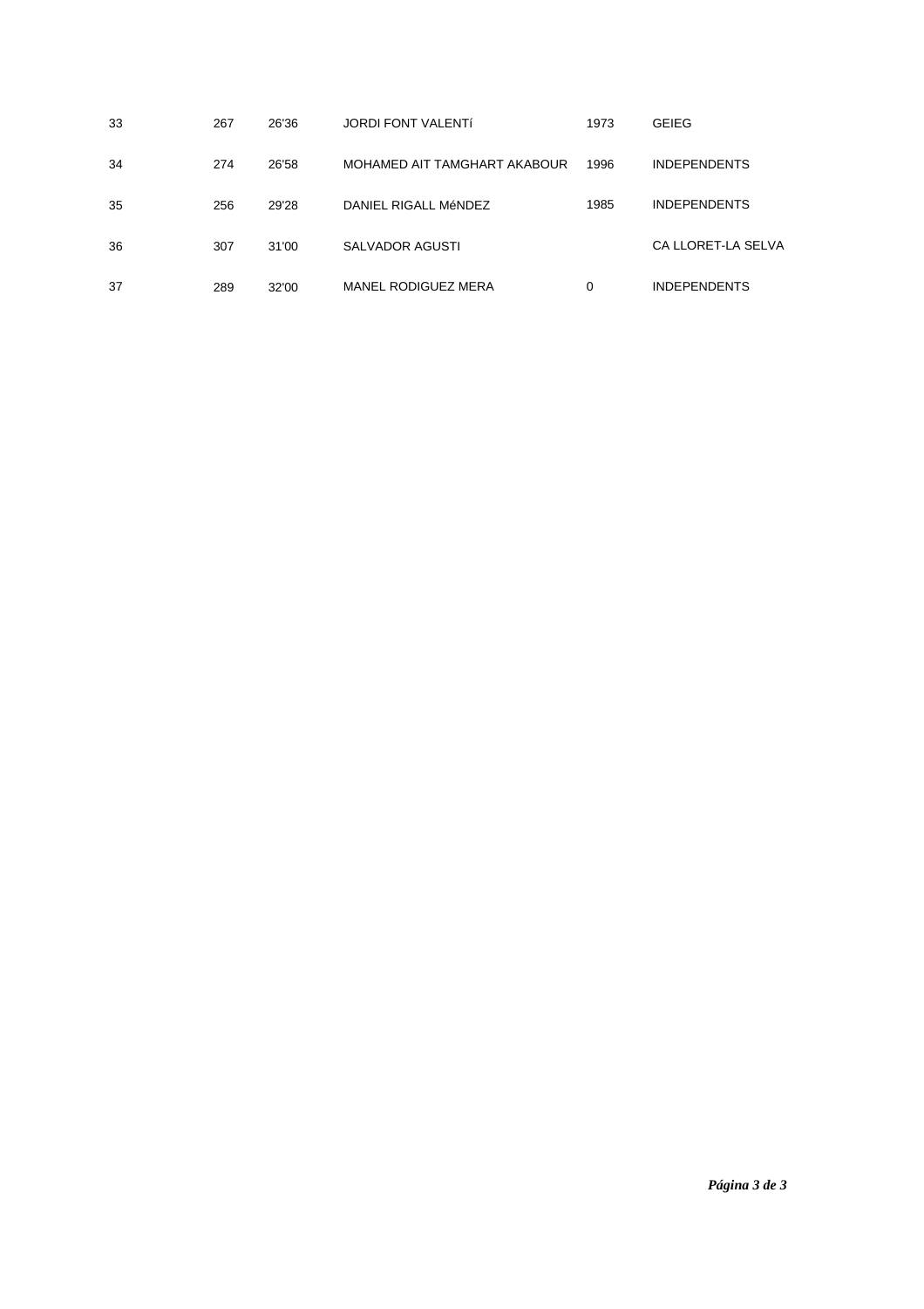| | | | | | |
|---|---|---|---|---|---|
| 33 | 267 | 26'36 | JORDI FONT VALENTí | 1973 | GEIEG |
| 34 | 274 | 26'58 | MOHAMED AIT TAMGHART AKABOUR | 1996 | INDEPENDENTS |
| 35 | 256 | 29'28 | DANIEL RIGALL MéNDEZ | 1985 | INDEPENDENTS |
| 36 | 307 | 31'00 | SALVADOR AGUSTI | | CA LLORET-LA SELVA |
| 37 | 289 | 32'00 | MANEL RODIGUEZ MERA | 0 | INDEPENDENTS |